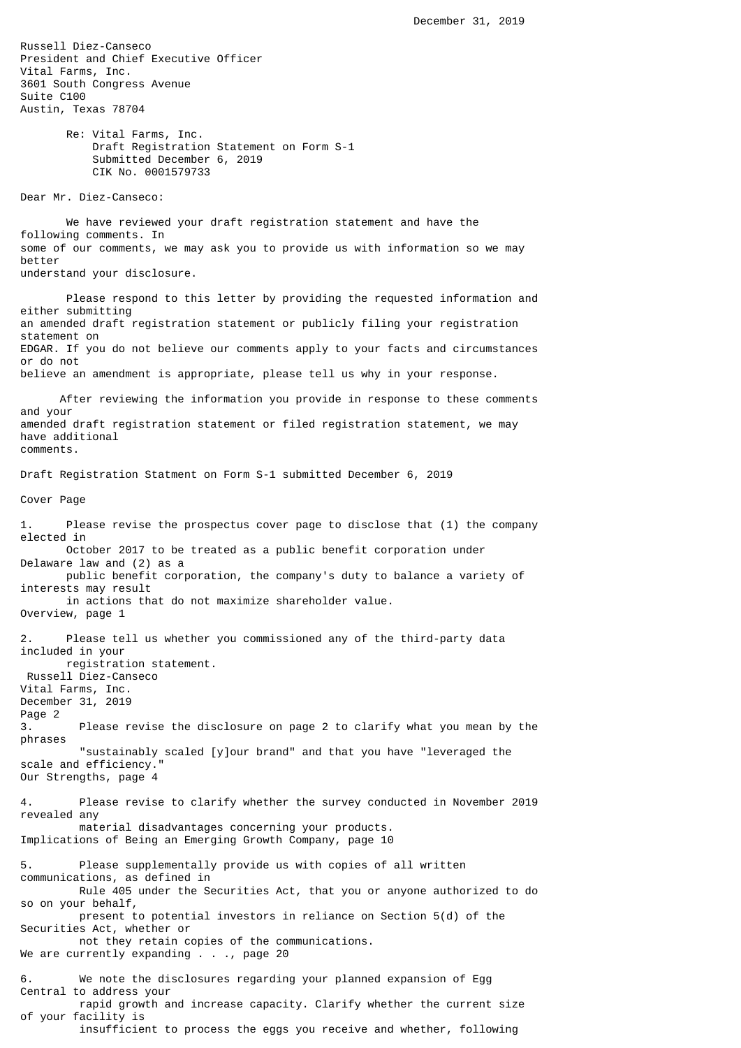December 31, 2019

Russell Diez-Canseco
President and Chief Executive Officer
Vital Farms, Inc.
3601 South Congress Avenue
Suite C100
Austin, Texas 78704

Re: Vital Farms, Inc.
Draft Registration Statement on Form S-1
Submitted December 6, 2019
CIK No. 0001579733

Dear Mr. Diez-Canseco:

We have reviewed your draft registration statement and have the following comments. In some of our comments, we may ask you to provide us with information so we may better understand your disclosure.

Please respond to this letter by providing the requested information and either submitting an amended draft registration statement or publicly filing your registration statement on EDGAR. If you do not believe our comments apply to your facts and circumstances or do not believe an amendment is appropriate, please tell us why in your response.

After reviewing the information you provide in response to these comments and your amended draft registration statement or filed registration statement, we may have additional comments.

Draft Registration Statment on Form S-1 submitted December 6, 2019

Cover Page

1. Please revise the prospectus cover page to disclose that (1) the company elected in October 2017 to be treated as a public benefit corporation under Delaware law and (2) as a public benefit corporation, the company's duty to balance a variety of interests may result in actions that do not maximize shareholder value.

Overview, page 1

2. Please tell us whether you commissioned any of the third-party data included in your registration statement.

3. Please revise the disclosure on page 2 to clarify what you mean by the phrases "sustainably scaled [y]our brand" and that you have "leveraged the scale and efficiency."

Our Strengths, page 4

4. Please revise to clarify whether the survey conducted in November 2019 revealed any material disadvantages concerning your products.

Implications of Being an Emerging Growth Company, page 10

5. Please supplementally provide us with copies of all written communications, as defined in Rule 405 under the Securities Act, that you or anyone authorized to do so on your behalf, present to potential investors in reliance on Section 5(d) of the Securities Act, whether or not they retain copies of the communications.

We are currently expanding . . ., page 20

6. We note the disclosures regarding your planned expansion of Egg Central to address your rapid growth and increase capacity. Clarify whether the current size of your facility is insufficient to process the eggs you receive and whether, following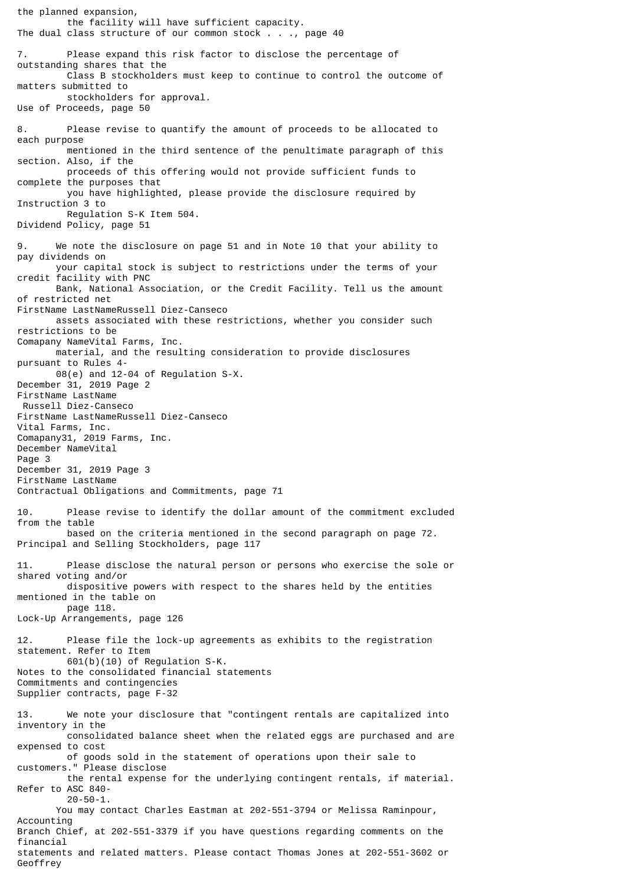the planned expansion, the facility will have sufficient capacity.

The dual class structure of our common stock . . ., page 40

7. Please expand this risk factor to disclose the percentage of outstanding shares that the Class B stockholders must keep to continue to control the outcome of matters submitted to stockholders for approval.

Use of Proceeds, page 50

8. Please revise to quantify the amount of proceeds to be allocated to each purpose mentioned in the third sentence of the penultimate paragraph of this section. Also, if the proceeds of this offering would not provide sufficient funds to complete the purposes that you have highlighted, please provide the disclosure required by Instruction 3 to Regulation S-K Item 504.

Dividend Policy, page 51

9. We note the disclosure on page 51 and in Note 10 that your ability to pay dividends on your capital stock is subject to restrictions under the terms of your credit facility with PNC Bank, National Association, or the Credit Facility. Tell us the amount of restricted net assets associated with these restrictions, whether you consider such restrictions to be material, and the resulting consideration to provide disclosures pursuant to Rules 4-08(e) and 12-04 of Regulation S-X.

Contractual Obligations and Commitments, page 71

10. Please revise to identify the dollar amount of the commitment excluded from the table based on the criteria mentioned in the second paragraph on page 72.

Principal and Selling Stockholders, page 117

11. Please disclose the natural person or persons who exercise the sole or shared voting and/or dispositive powers with respect to the shares held by the entities mentioned in the table on page 118.

Lock-Up Arrangements, page 126

12. Please file the lock-up agreements as exhibits to the registration statement. Refer to Item 601(b)(10) of Regulation S-K.

Notes to the consolidated financial statements
Commitments and contingencies
Supplier contracts, page F-32

13. We note your disclosure that "contingent rentals are capitalized into inventory in the consolidated balance sheet when the related eggs are purchased and are expensed to cost of goods sold in the statement of operations upon their sale to customers." Please disclose the rental expense for the underlying contingent rentals, if material. Refer to ASC 840-20-50-1.

You may contact Charles Eastman at 202-551-3794 or Melissa Raminpour, Accounting Branch Chief, at 202-551-3379 if you have questions regarding comments on the financial statements and related matters. Please contact Thomas Jones at 202-551-3602 or Geoffrey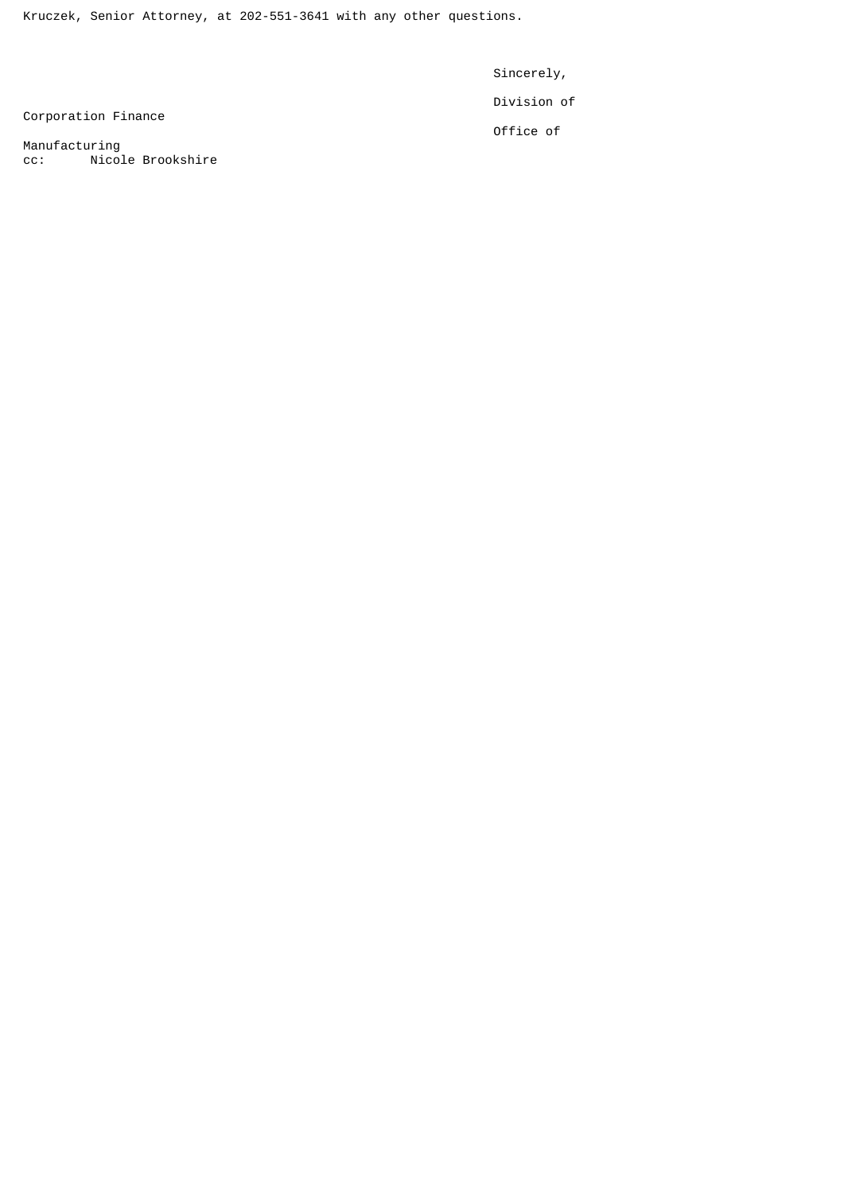Kruczek, Senior Attorney, at 202-551-3641 with any other questions.

Sincerely,

Division of Corporation Finance

Office of Manufacturing

cc: Nicole Brookshire